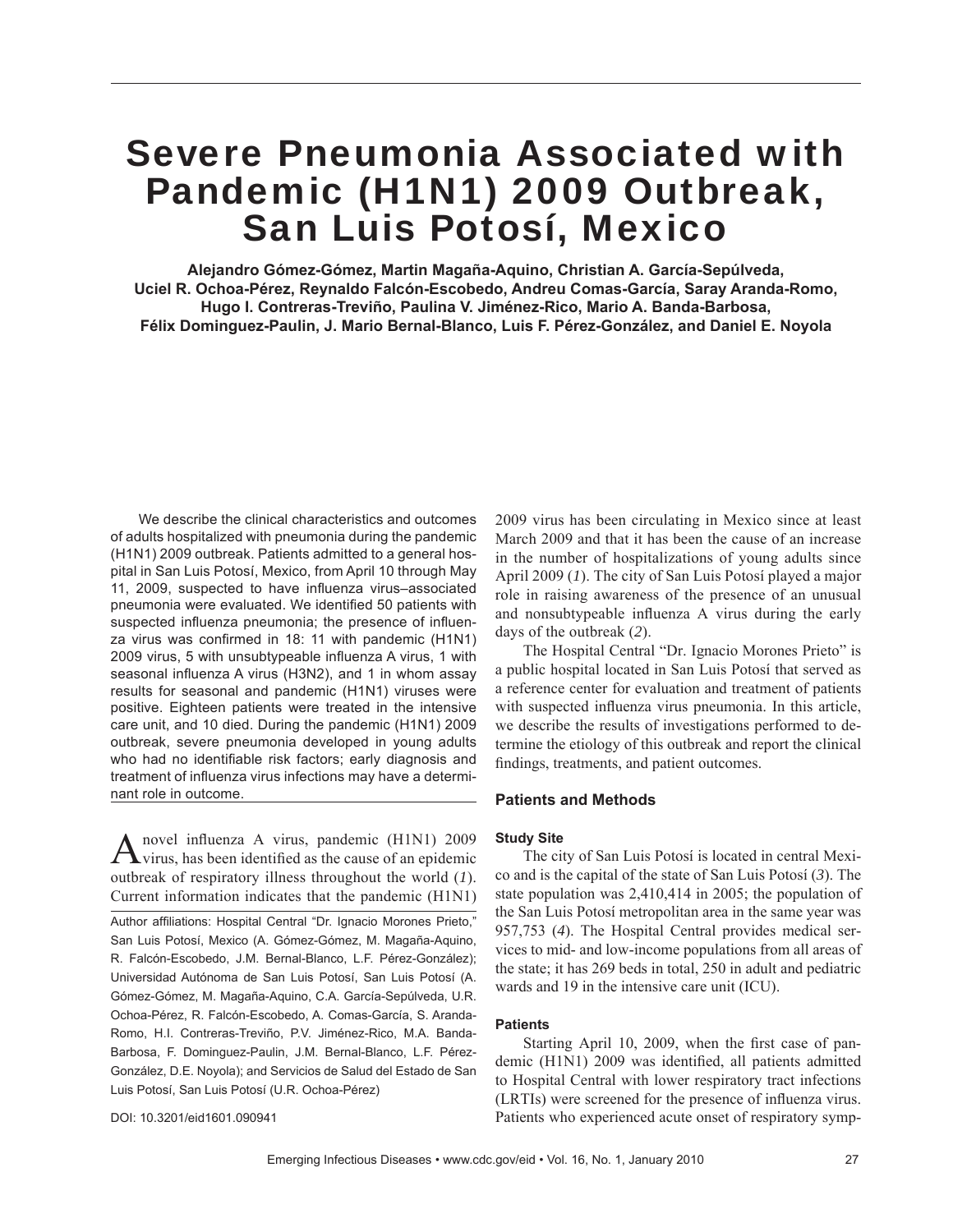# Severe Pneumonia Associated with Pandemic (H1N1) 2009 Outbreak, San Luis Potosí, Mexico

**Alejandro Gómez-Gómez, Martin Magaña-Aquino, Christian A. García-Sepúlveda, Uciel R. Ochoa-Pérez, Reynaldo Falcón-Escobedo, Andreu Comas-García, Saray Aranda-Romo, Hugo I. Contreras-Treviño, Paulina V. Jiménez-Rico, Mario A. Banda-Barbosa, Félix Dominguez-Paulin, J. Mario Bernal-Blanco, Luis F. Pérez-González, and Daniel E. Noyola**

We describe the clinical characteristics and outcomes of adults hospitalized with pneumonia during the pandemic (H1N1) 2009 outbreak. Patients admitted to a general hospital in San Luis Potosí, Mexico, from April 10 through May 11, 2009, suspected to have influenza virus–associated pneumonia were evaluated. We identified 50 patients with suspected influenza pneumonia; the presence of influenza virus was confirmed in 18: 11 with pandemic (H1N1) 2009 virus, 5 with unsubtypeable influenza A virus, 1 with seasonal influenza A virus (H3N2), and 1 in whom assay results for seasonal and pandemic (H1N1) viruses were positive. Eighteen patients were treated in the intensive care unit, and 10 died. During the pandemic (H1N1) 2009 outbreak, severe pneumonia developed in young adults who had no identifiable risk factors; early diagnosis and treatment of influenza virus infections may have a determinant role in outcome.

A novel influenza A virus, pandemic (H1N1) 2009 virus, has been identified as the cause of an epidemic outbreak of respiratory illness throughout the world (*1*). Current information indicates that the pandemic (H1N1) 2009 virus has been circulating in Mexico since at least March 2009 and that it has been the cause of an increase in the number of hospitalizations of young adults since April 2009 (*1*). The city of San Luis Potosí played a major role in raising awareness of the presence of an unusual and nonsubtypeable influenza A virus during the early days of the outbreak (*2*).

The Hospital Central "Dr. Ignacio Morones Prieto" is a public hospital located in San Luis Potosí that served as a reference center for evaluation and treatment of patients with suspected influenza virus pneumonia. In this article, we describe the results of investigations performed to determine the etiology of this outbreak and report the clinical findings, treatments, and patient outcomes.

Author affiliations: Hospital Central "Dr. Ignacio Morones Prieto," San Luis Potosí, Mexico (A. Gómez-Gómez, M. Magaña-Aquino, R. Falcón-Escobedo, J.M. Bernal-Blanco, L.F. Pérez-González); Universidad Autónoma de San Luis Potosí, San Luis Potosí (A. Gómez-Gómez, M. Magaña-Aquino, C.A. García-Sepúlveda, U.R. Ochoa-Pérez, R. Falcón-Escobedo, A. Comas-García, S. Aranda-Romo, H.I. Contreras-Treviño, P.V. Jiménez-Rico, M.A. Banda-Barbosa, F. Dominguez-Paulin, J.M. Bernal-Blanco, L.F. Pérez-González, D.E. Noyola); and Servicios de Salud del Estado de San Luis Potosí, San Luis Potosí (U.R. Ochoa-Pérez)

DOI: 10.3201/eid1601.090941

## Patients and Methods

### Study Site

The city of San Luis Potosí is located in central Mexico and is the capital of the state of San Luis Potosí (*3*). The state population was 2,410,414 in 2005; the population of the San Luis Potosí metropolitan area in the same year was 957,753 (*4*). The Hospital Central provides medical services to mid- and low-income populations from all areas of the state; it has 269 beds in total, 250 in adult and pediatric wards and 19 in the intensive care unit (ICU).

### Patients

Starting April 10, 2009, when the first case of pandemic (H1N1) 2009 was identified, all patients admitted to Hospital Central with lower respiratory tract infections (LRTIs) were screened for the presence of influenza virus. Patients who experienced acute onset of respiratory symp-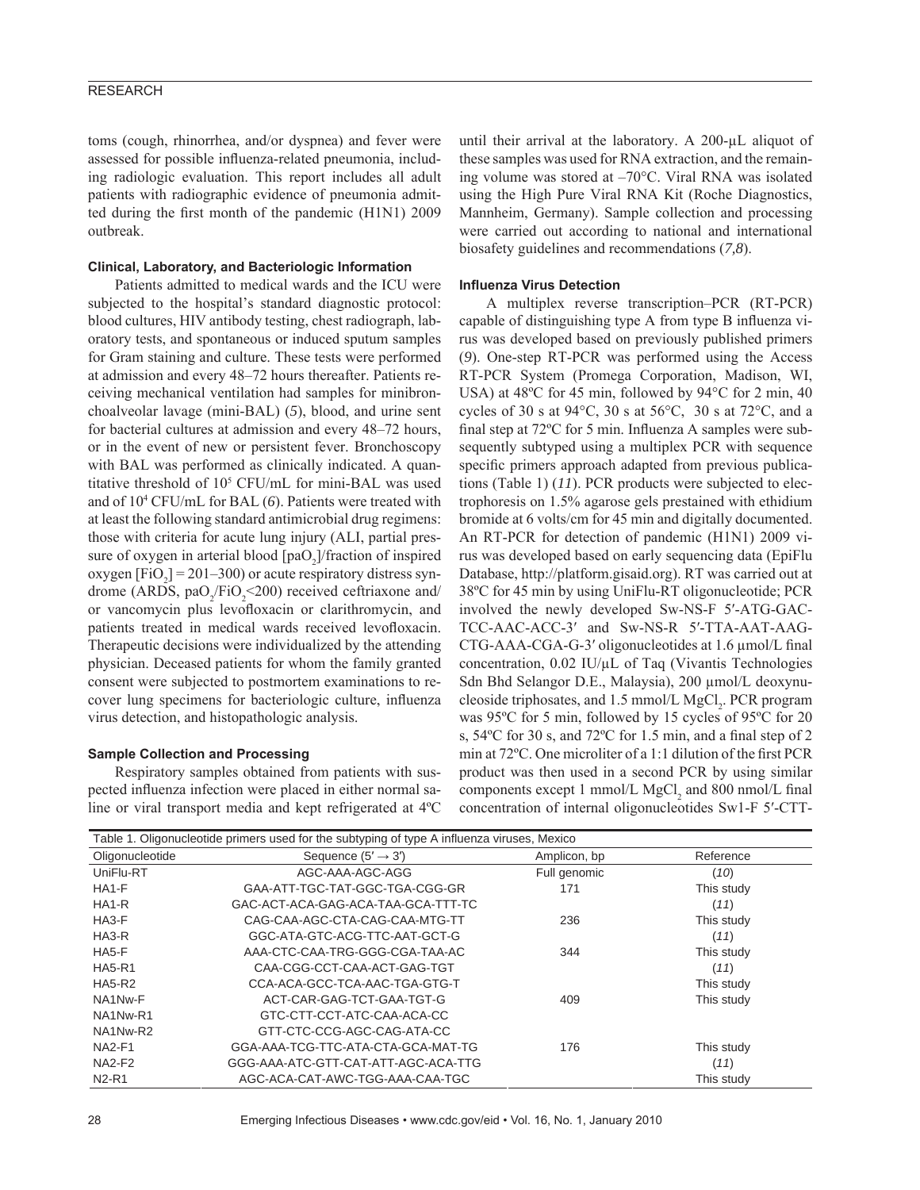toms (cough, rhinorrhea, and/or dyspnea) and fever were assessed for possible influenza-related pneumonia, including radiologic evaluation. This report includes all adult patients with radiographic evidence of pneumonia admitted during the first month of the pandemic (H1N1) 2009 outbreak.

### Clinical, Laboratory, and Bacteriologic Information

Patients admitted to medical wards and the ICU were subjected to the hospital's standard diagnostic protocol: blood cultures, HIV antibody testing, chest radiograph, laboratory tests, and spontaneous or induced sputum samples for Gram staining and culture. These tests were performed at admission and every 48–72 hours thereafter. Patients receiving mechanical ventilation had samples for minibronchoalveolar lavage (mini-BAL) (*5*), blood, and urine sent for bacterial cultures at admission and every 48–72 hours, or in the event of new or persistent fever. Bronchoscopy with BAL was performed as clinically indicated. A quantitative threshold of $10^5$ CFU/mL for mini-BAL was used and of $10^4$ CFU/mL for BAL (*6*). Patients were treated with at least the following standard antimicrobial drug regimens: those with criteria for acute lung injury (ALI, partial pressure of oxygen in arterial blood [$paO_2$]/fraction of inspired oxygen [$FiO_2$] = 201–300) or acute respiratory distress syndrome (ARDS, $paO_2/FiO_2$<200) received ceftriaxone and/or vancomycin plus levofloxacin or clarithromycin, and patients treated in medical wards received levofloxacin. Therapeutic decisions were individualized by the attending physician. Deceased patients for whom the family granted consent were subjected to postmortem examinations to recover lung specimens for bacteriologic culture, influenza virus detection, and histopathologic analysis.

### Sample Collection and Processing

Respiratory samples obtained from patients with suspected influenza infection were placed in either normal saline or viral transport media and kept refrigerated at 4ºC until their arrival at the laboratory. A 200-µL aliquot of these samples was used for RNA extraction, and the remaining volume was stored at –70°C. Viral RNA was isolated using the High Pure Viral RNA Kit (Roche Diagnostics, Mannheim, Germany). Sample collection and processing were carried out according to national and international biosafety guidelines and recommendations (*7,8*).

### Influenza Virus Detection

A multiplex reverse transcription–PCR (RT-PCR) capable of distinguishing type A from type B influenza virus was developed based on previously published primers (*9*). One-step RT-PCR was performed using the Access RT-PCR System (Promega Corporation, Madison, WI, USA) at 48ºC for 45 min, followed by 94°C for 2 min, 40 cycles of 30 s at 94°C, 30 s at 56°C, 30 s at 72°C, and a final step at 72ºC for 5 min. Influenza A samples were subsequently subtyped using a multiplex PCR with sequence specific primers approach adapted from previous publications (Table 1) (*11*). PCR products were subjected to electrophoresis on 1.5% agarose gels prestained with ethidium bromide at 6 volts/cm for 45 min and digitally documented. An RT-PCR for detection of pandemic (H1N1) 2009 virus was developed based on early sequencing data (EpiFlu Database, http://platform.gisaid.org). RT was carried out at 38ºC for 45 min by using UniFlu-RT oligonucleotide; PCR involved the newly developed Sw-NS-F 5′-ATG-GAC-TCC-AAC-ACC-3′ and Sw-NS-R 5′-TTA-AAT-AAG-CTG-AAA-CGA-G-3′ oligonucleotides at 1.6 µmol/L final concentration, 0.02 IU/µL of Taq (Vivantis Technologies Sdn Bhd Selangor D.E., Malaysia), 200 µmol/L deoxynucleoside triphosates, and 1.5 mmol/L $MgCl_2$. PCR program was 95ºC for 5 min, followed by 15 cycles of 95ºC for 20 s, 54ºC for 30 s, and 72ºC for 1.5 min, and a final step of 2 min at 72ºC. One microliter of a 1:1 dilution of the first PCR product was then used in a second PCR by using similar components except 1 mmol/L $MgCl_2$ and 800 nmol/L final concentration of internal oligonucleotides Sw1-F 5′-CTT-

Table 1. Oligonucleotide primers used for the subtyping of type A influenza viruses, Mexico

| Oligonucleotide | Sequence (5′ → 3′) | Amplicon, bp | Reference |
|---|---|---|---|
| UniFlu-RT | AGC-AAA-AGC-AGG | Full genomic | (*10*) |
| HA1-F | GAA-ATT-TGC-TAT-GGC-TGA-CGG-GR | 171 | This study |
| HA1-R | GAC-ACT-ACA-GAG-ACA-TAA-GCA-TTT-TC | | (*11*) |
| HA3-F | CAG-CAA-AGC-CTA-CAG-CAA-MTG-TT | 236 | This study |
| HA3-R | GGC-ATA-GTC-ACG-TTC-AAT-GCT-G | | (*11*) |
| HA5-F | AAA-CTC-CAA-TRG-GGG-CGA-TAA-AC | 344 | This study |
| HA5-R1 | CAA-CGG-CCT-CAA-ACT-GAG-TGT | | (*11*) |
| HA5-R2 | CCA-ACA-GCC-TCA-AAC-TGA-GTG-T | | This study |
| NA1Nw-F | ACT-CAR-GAG-TCT-GAA-TGT-G | 409 | This study |
| NA1Nw-R1 | GTC-CTT-CCT-ATC-CAA-ACA-CC | | |
| NA1Nw-R2 | GTT-CTC-CCG-AGC-CAG-ATA-CC | | |
| NA2-F1 | GGA-AAA-TCG-TTC-ATA-CTA-GCA-MAT-TG | 176 | This study |
| NA2-F2 | GGG-AAA-ATC-GTT-CAT-ATT-AGC-ACA-TTG | | (*11*) |
| N2-R1 | AGC-ACA-CAT-AWC-TGG-AAA-CAA-TGC | | This study |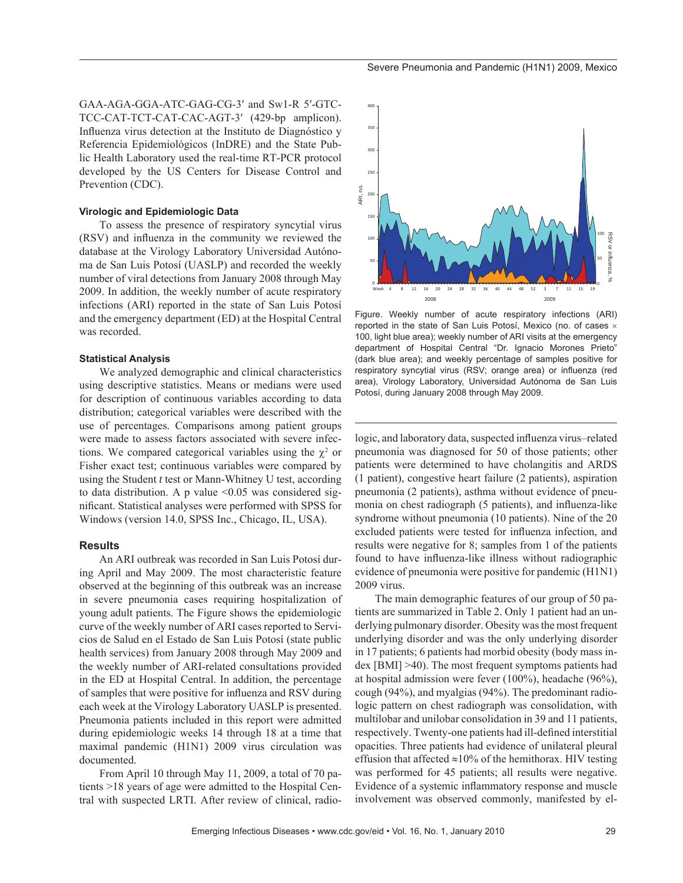GAA-AGA-GGA-ATC-GAG-CG-3′ and Sw1-R 5′-GTC-TCC-CAT-TCT-CAT-CAC-AGT-3′ (429-bp amplicon). Influenza virus detection at the Instituto de Diagnóstico y Referencia Epidemiológicos (InDRE) and the State Public Health Laboratory used the real-time RT-PCR protocol developed by the US Centers for Disease Control and Prevention (CDC).

### Virologic and Epidemiologic Data

To assess the presence of respiratory syncytial virus (RSV) and influenza in the community we reviewed the database at the Virology Laboratory Universidad Autónoma de San Luis Potosí (UASLP) and recorded the weekly number of viral detections from January 2008 through May 2009. In addition, the weekly number of acute respiratory infections (ARI) reported in the state of San Luis Potosí and the emergency department (ED) at the Hospital Central was recorded.

### Statistical Analysis

We analyzed demographic and clinical characteristics using descriptive statistics. Means or medians were used for description of continuous variables according to data distribution; categorical variables were described with the use of percentages. Comparisons among patient groups were made to assess factors associated with severe infections. We compared categorical variables using the $\chi^2$ or Fisher exact test; continuous variables were compared by using the Student *t* test or Mann-Whitney U test, according to data distribution. A p value <0.05 was considered significant. Statistical analyses were performed with SPSS for Windows (version 14.0, SPSS Inc., Chicago, IL, USA).

## Results

An ARI outbreak was recorded in San Luis Potosí during April and May 2009. The most characteristic feature observed at the beginning of this outbreak was an increase in severe pneumonia cases requiring hospitalization of young adult patients. The Figure shows the epidemiologic curve of the weekly number of ARI cases reported to Servicios de Salud en el Estado de San Luis Potosí (state public health services) from January 2008 through May 2009 and the weekly number of ARI-related consultations provided in the ED at Hospital Central. In addition, the percentage of samples that were positive for influenza and RSV during each week at the Virology Laboratory UASLP is presented. Pneumonia patients included in this report were admitted during epidemiologic weeks 14 through 18 at a time that maximal pandemic (H1N1) 2009 virus circulation was documented.

From April 10 through May 11, 2009, a total of 70 patients >18 years of age were admitted to the Hospital Central with suspected LRTI. After review of clinical, radiologic, and laboratory data, suspected influenza virus–related pneumonia was diagnosed for 50 of those patients; other patients were determined to have cholangitis and ARDS (1 patient), congestive heart failure (2 patients), aspiration pneumonia (2 patients), asthma without evidence of pneumonia on chest radiograph (5 patients), and influenza-like syndrome without pneumonia (10 patients). Nine of the 20 excluded patients were tested for influenza infection, and results were negative for 8; samples from 1 of the patients found to have influenza-like illness without radiographic evidence of pneumonia were positive for pandemic (H1N1) 2009 virus.

Figure. Weekly number of acute respiratory infections (ARI) reported in the state of San Luis Potosí, Mexico (no. of cases × 100, light blue area); weekly number of ARI visits at the emergency department of Hospital Central "Dr. Ignacio Morones Prieto" (dark blue area); and weekly percentage of samples positive for respiratory syncytial virus (RSV; orange area) or influenza (red area), Virology Laboratory, Universidad Autónoma de San Luis Potosí, during January 2008 through May 2009.

The main demographic features of our group of 50 patients are summarized in Table 2. Only 1 patient had an underlying pulmonary disorder. Obesity was the most frequent underlying disorder and was the only underlying disorder in 17 patients; 6 patients had morbid obesity (body mass index [BMI] >40). The most frequent symptoms patients had at hospital admission were fever (100%), headache (96%), cough (94%), and myalgias (94%). The predominant radiologic pattern on chest radiograph was consolidation, with multilobar and unilobar consolidation in 39 and 11 patients, respectively. Twenty-one patients had ill-defined interstitial opacities. Three patients had evidence of unilateral pleural effusion that affected ≈10% of the hemithorax. HIV testing was performed for 45 patients; all results were negative. Evidence of a systemic inflammatory response and muscle involvement was observed commonly, manifested by el-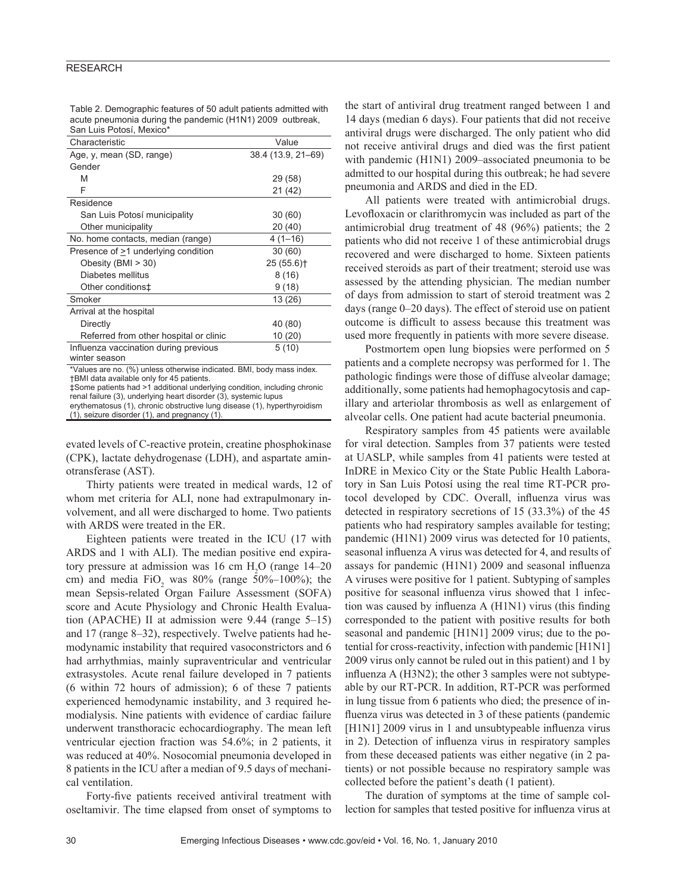Table 2. Demographic features of 50 adult patients admitted with acute pneumonia during the pandemic (H1N1) 2009 outbreak, San Luis Potosí, Mexico*

| Characteristic | Value |
|---|---|
| Age, y, mean (SD, range) | 38.4 (13.9, 21–69) |
| Gender | |
| M | 29 (58) |
| F | 21 (42) |
| Residence | |
| San Luis Potosí municipality | 30 (60) |
| Other municipality | 20 (40) |
| No. home contacts, median (range) | 4 (1–16) |
| Presence of ≥1 underlying condition | 30 (60) |
| Obesity (BMI > 30) | 25 (55.6)† |
| Diabetes mellitus | 8 (16) |
| Other conditions‡ | 9 (18) |
| Smoker | 13 (26) |
| Arrival at the hospital | |
| Directly | 40 (80) |
| Referred from other hospital or clinic | 10 (20) |
| Influenza vaccination during previous winter season | 5 (10) |

*Values are no. (%) unless otherwise indicated. BMI, body mass index.
†BMI data available only for 45 patients.
‡Some patients had >1 additional underlying condition, including chronic renal failure (3), underlying heart disorder (3), systemic lupus erythematosus (1), chronic obstructive lung disease (1), hyperthyroidism (1), seizure disorder (1), and pregnancy (1).

evated levels of C-reactive protein, creatine phosphokinase (CPK), lactate dehydrogenase (LDH), and aspartate aminotransferase (AST).

Thirty patients were treated in medical wards, 12 of whom met criteria for ALI, none had extrapulmonary involvement, and all were discharged to home. Two patients with ARDS were treated in the ER.

Eighteen patients were treated in the ICU (17 with ARDS and 1 with ALI). The median positive end expiratory pressure at admission was 16 cm $H_2O$ (range 14–20 cm) and media $FiO_2$ was 80% (range 50%–100%); the mean Sepsis-related Organ Failure Assessment (SOFA) score and Acute Physiology and Chronic Health Evaluation (APACHE) II at admission were 9.44 (range 5–15) and 17 (range 8–32), respectively. Twelve patients had hemodynamic instability that required vasoconstrictors and 6 had arrhythmias, mainly supraventricular and ventricular extrasystoles. Acute renal failure developed in 7 patients (6 within 72 hours of admission); 6 of these 7 patients experienced hemodynamic instability, and 3 required hemodialysis. Nine patients with evidence of cardiac failure underwent transthoracic echocardiography. The mean left ventricular ejection fraction was 54.6%; in 2 patients, it was reduced at 40%. Nosocomial pneumonia developed in 8 patients in the ICU after a median of 9.5 days of mechanical ventilation.

Forty-five patients received antiviral treatment with oseltamivir. The time elapsed from onset of symptoms to the start of antiviral drug treatment ranged between 1 and 14 days (median 6 days). Four patients that did not receive antiviral drugs were discharged. The only patient who did not receive antiviral drugs and died was the first patient with pandemic (H1N1) 2009–associated pneumonia to be admitted to our hospital during this outbreak; he had severe pneumonia and ARDS and died in the ED.

All patients were treated with antimicrobial drugs. Levofloxacin or clarithromycin was included as part of the antimicrobial drug treatment of 48 (96%) patients; the 2 patients who did not receive 1 of these antimicrobial drugs recovered and were discharged to home. Sixteen patients received steroids as part of their treatment; steroid use was assessed by the attending physician. The median number of days from admission to start of steroid treatment was 2 days (range 0–20 days). The effect of steroid use on patient outcome is difficult to assess because this treatment was used more frequently in patients with more severe disease.

Postmortem open lung biopsies were performed on 5 patients and a complete necropsy was performed for 1. The pathologic findings were those of diffuse alveolar damage; additionally, some patients had hemophagocytosis and capillary and arteriolar thrombosis as well as enlargement of alveolar cells. One patient had acute bacterial pneumonia.

Respiratory samples from 45 patients were available for viral detection. Samples from 37 patients were tested at UASLP, while samples from 41 patients were tested at InDRE in Mexico City or the State Public Health Laboratory in San Luis Potosí using the real time RT-PCR protocol developed by CDC. Overall, influenza virus was detected in respiratory secretions of 15 (33.3%) of the 45 patients who had respiratory samples available for testing; pandemic (H1N1) 2009 virus was detected for 10 patients, seasonal influenza A virus was detected for 4, and results of assays for pandemic (H1N1) 2009 and seasonal influenza A viruses were positive for 1 patient. Subtyping of samples positive for seasonal influenza virus showed that 1 infection was caused by influenza A (H1N1) virus (this finding corresponded to the patient with positive results for both seasonal and pandemic [H1N1] 2009 virus; due to the potential for cross-reactivity, infection with pandemic [H1N1] 2009 virus only cannot be ruled out in this patient) and 1 by influenza A (H3N2); the other 3 samples were not subtypeable by our RT-PCR. In addition, RT-PCR was performed in lung tissue from 6 patients who died; the presence of influenza virus was detected in 3 of these patients (pandemic [H1N1] 2009 virus in 1 and unsubtypeable influenza virus in 2). Detection of influenza virus in respiratory samples from these deceased patients was either negative (in 2 patients) or not possible because no respiratory sample was collected before the patient's death (1 patient).

The duration of symptoms at the time of sample collection for samples that tested positive for influenza virus at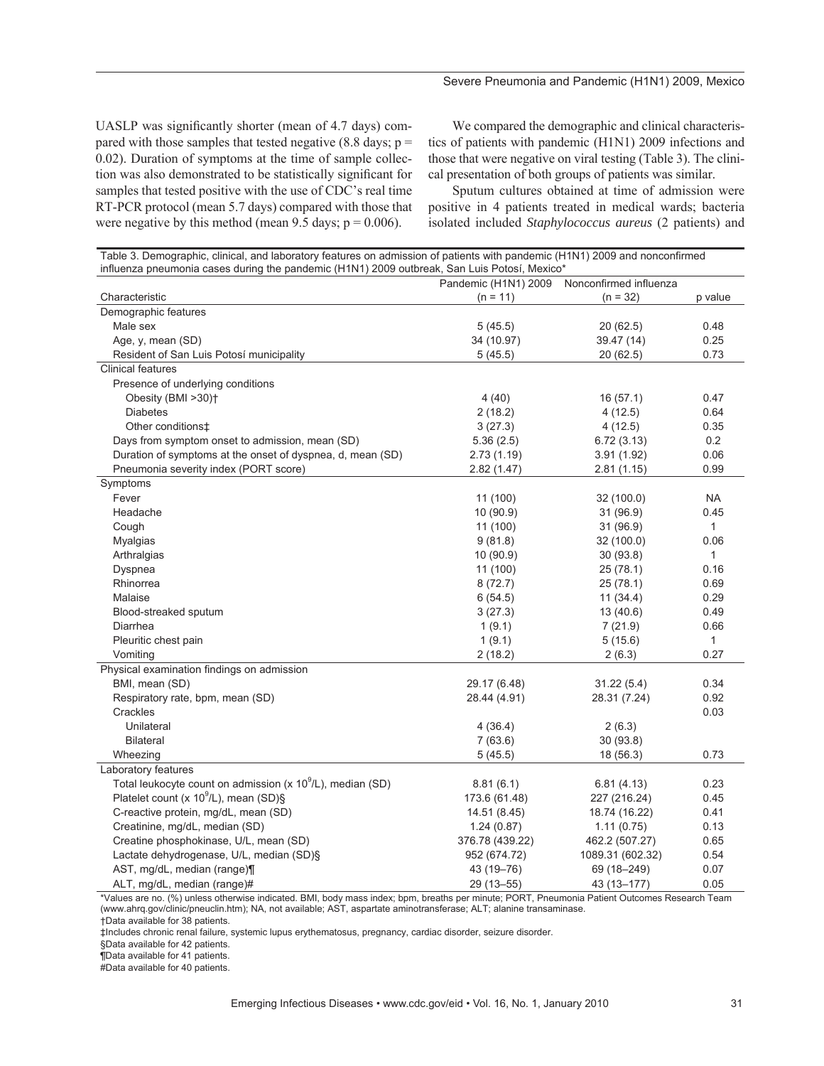UASLP was significantly shorter (mean of 4.7 days) compared with those samples that tested negative (8.8 days; $p = 0.02$). Duration of symptoms at the time of sample collection was also demonstrated to be statistically significant for samples that tested positive with the use of CDC's real time RT-PCR protocol (mean 5.7 days) compared with those that were negative by this method (mean 9.5 days; $p = 0.006$).

We compared the demographic and clinical characteristics of patients with pandemic (H1N1) 2009 infections and those that were negative on viral testing (Table 3). The clinical presentation of both groups of patients was similar.

Sputum cultures obtained at time of admission were positive in 4 patients treated in medical wards; bacteria isolated included *Staphylococcus aureus* (2 patients) and

Table 3. Demographic, clinical, and laboratory features on admission of patients with pandemic (H1N1) 2009 and nonconfirmed influenza pneumonia cases during the pandemic (H1N1) 2009 outbreak, San Luis Potosí, Mexico*

| Characteristic | Pandemic (H1N1) 2009 (n = 11) | Nonconfirmed influenza (n = 32) | p value |
|---|---|---|---|
| **Demographic features** | | | |
| Male sex | 5 (45.5) | 20 (62.5) | 0.48 |
| Age, y, mean (SD) | 34 (10.97) | 39.47 (14) | 0.25 |
| Resident of San Luis Potosí municipality | 5 (45.5) | 20 (62.5) | 0.73 |
| **Clinical features** | | | |
| Presence of underlying conditions | | | |
| Obesity (BMI >30)† | 4 (40) | 16 (57.1) | 0.47 |
| Diabetes | 2 (18.2) | 4 (12.5) | 0.64 |
| Other conditions‡ | 3 (27.3) | 4 (12.5) | 0.35 |
| Days from symptom onset to admission, mean (SD) | 5.36 (2.5) | 6.72 (3.13) | 0.2 |
| Duration of symptoms at the onset of dyspnea, d, mean (SD) | 2.73 (1.19) | 3.91 (1.92) | 0.06 |
| Pneumonia severity index (PORT score) | 2.82 (1.47) | 2.81 (1.15) | 0.99 |
| **Symptoms** | | | |
| Fever | 11 (100) | 32 (100.0) | NA |
| Headache | 10 (90.9) | 31 (96.9) | 0.45 |
| Cough | 11 (100) | 31 (96.9) | 1 |
| Myalgias | 9 (81.8) | 32 (100.0) | 0.06 |
| Arthralgias | 10 (90.9) | 30 (93.8) | 1 |
| Dyspnea | 11 (100) | 25 (78.1) | 0.16 |
| Rhinorrea | 8 (72.7) | 25 (78.1) | 0.69 |
| Malaise | 6 (54.5) | 11 (34.4) | 0.29 |
| Blood-streaked sputum | 3 (27.3) | 13 (40.6) | 0.49 |
| Diarrhea | 1 (9.1) | 7 (21.9) | 0.66 |
| Pleuritic chest pain | 1 (9.1) | 5 (15.6) | 1 |
| Vomiting | 2 (18.2) | 2 (6.3) | 0.27 |
| **Physical examination findings on admission** | | | |
| BMI, mean (SD) | 29.17 (6.48) | 31.22 (5.4) | 0.34 |
| Respiratory rate, bpm, mean (SD) | 28.44 (4.91) | 28.31 (7.24) | 0.92 |
| Crackles | | | 0.03 |
| Unilateral | 4 (36.4) | 2 (6.3) | |
| Bilateral | 7 (63.6) | 30 (93.8) | |
| Wheezing | 5 (45.5) | 18 (56.3) | 0.73 |
| **Laboratory features** | | | |
| Total leukocyte count on admission (x $10^9$/L), median (SD) | 8.81 (6.1) | 6.81 (4.13) | 0.23 |
| Platelet count (x $10^9$/L), mean (SD)§ | 173.6 (61.48) | 227 (216.24) | 0.45 |
| C-reactive protein, mg/dL, mean (SD) | 14.51 (8.45) | 18.74 (16.22) | 0.41 |
| Creatinine, mg/dL, median (SD) | 1.24 (0.87) | 1.11 (0.75) | 0.13 |
| Creatine phosphokinase, U/L, mean (SD) | 376.78 (439.22) | 462.2 (507.27) | 0.65 |
| Lactate dehydrogenase, U/L, median (SD)§ | 952 (674.72) | 1089.31 (602.32) | 0.54 |
| AST, mg/dL, median (range)¶ | 43 (19–76) | 69 (18–249) | 0.07 |
| ALT, mg/dL, median (range)# | 29 (13–55) | 43 (13–177) | 0.05 |

*Values are no. (%) unless otherwise indicated. BMI, body mass index; bpm, breaths per minute; PORT, Pneumonia Patient Outcomes Research Team (www.ahrq.gov/clinic/pneuclin.htm); NA, not available; AST, aspartate aminotransferase; ALT; alanine transaminase.
†Data available for 38 patients.
‡Includes chronic renal failure, systemic lupus erythematosus, pregnancy, cardiac disorder, seizure disorder.
§Data available for 42 patients.
¶Data available for 41 patients.
#Data available for 40 patients.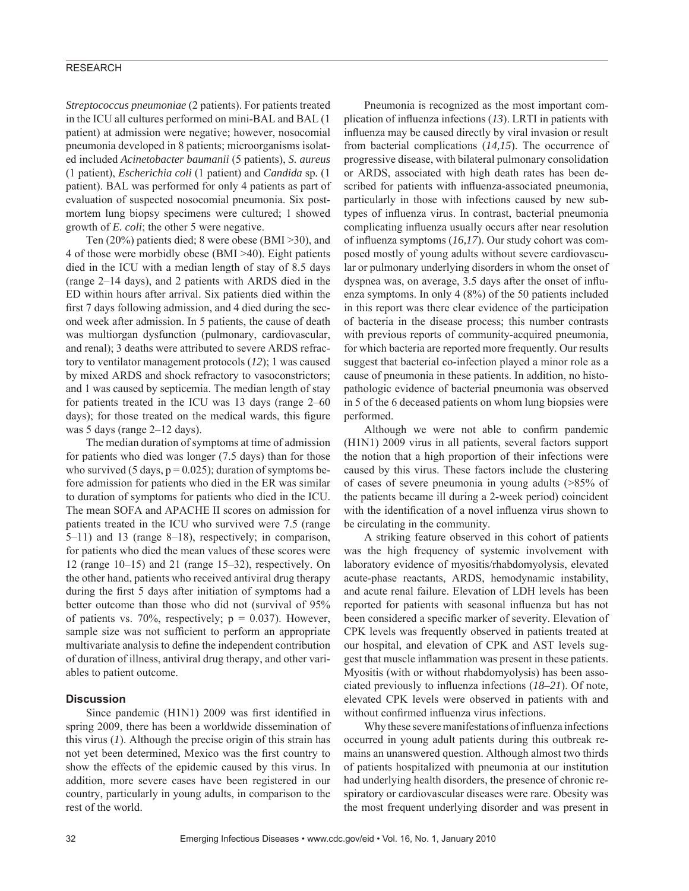*Streptococcus pneumoniae* (2 patients). For patients treated in the ICU all cultures performed on mini-BAL and BAL (1 patient) at admission were negative; however, nosocomial pneumonia developed in 8 patients; microorganisms isolated included *Acinetobacter baumanii* (5 patients), *S. aureus* (1 patient), *Escherichia coli* (1 patient) and *Candida* sp. (1 patient). BAL was performed for only 4 patients as part of evaluation of suspected nosocomial pneumonia. Six postmortem lung biopsy specimens were cultured; 1 showed growth of *E. coli*; the other 5 were negative.

Ten (20%) patients died; 8 were obese (BMI >30), and 4 of those were morbidly obese (BMI >40). Eight patients died in the ICU with a median length of stay of 8.5 days (range 2–14 days), and 2 patients with ARDS died in the ED within hours after arrival. Six patients died within the first 7 days following admission, and 4 died during the second week after admission. In 5 patients, the cause of death was multiorgan dysfunction (pulmonary, cardiovascular, and renal); 3 deaths were attributed to severe ARDS refractory to ventilator management protocols (*12*); 1 was caused by mixed ARDS and shock refractory to vasoconstrictors; and 1 was caused by septicemia. The median length of stay for patients treated in the ICU was 13 days (range 2–60 days); for those treated on the medical wards, this figure was 5 days (range 2–12 days).

The median duration of symptoms at time of admission for patients who died was longer (7.5 days) than for those who survived (5 days, $p = 0.025$); duration of symptoms before admission for patients who died in the ER was similar to duration of symptoms for patients who died in the ICU. The mean SOFA and APACHE II scores on admission for patients treated in the ICU who survived were 7.5 (range 5–11) and 13 (range 8–18), respectively; in comparison, for patients who died the mean values of these scores were 12 (range 10–15) and 21 (range 15–32), respectively. On the other hand, patients who received antiviral drug therapy during the first 5 days after initiation of symptoms had a better outcome than those who did not (survival of 95% of patients vs. 70%, respectively; $p = 0.037$). However, sample size was not sufficient to perform an appropriate multivariate analysis to define the independent contribution of duration of illness, antiviral drug therapy, and other variables to patient outcome.

## Discussion

Since pandemic (H1N1) 2009 was first identified in spring 2009, there has been a worldwide dissemination of this virus (*1*). Although the precise origin of this strain has not yet been determined, Mexico was the first country to show the effects of the epidemic caused by this virus. In addition, more severe cases have been registered in our country, particularly in young adults, in comparison to the rest of the world.

Pneumonia is recognized as the most important complication of influenza infections (*13*). LRTI in patients with influenza may be caused directly by viral invasion or result from bacterial complications (*14,15*). The occurrence of progressive disease, with bilateral pulmonary consolidation or ARDS, associated with high death rates has been described for patients with influenza-associated pneumonia, particularly in those with infections caused by new subtypes of influenza virus. In contrast, bacterial pneumonia complicating influenza usually occurs after near resolution of influenza symptoms (*16,17*). Our study cohort was composed mostly of young adults without severe cardiovascular or pulmonary underlying disorders in whom the onset of dyspnea was, on average, 3.5 days after the onset of influenza symptoms. In only 4 (8%) of the 50 patients included in this report was there clear evidence of the participation of bacteria in the disease process; this number contrasts with previous reports of community-acquired pneumonia, for which bacteria are reported more frequently. Our results suggest that bacterial co-infection played a minor role as a cause of pneumonia in these patients. In addition, no histopathologic evidence of bacterial pneumonia was observed in 5 of the 6 deceased patients on whom lung biopsies were performed.

Although we were not able to confirm pandemic (H1N1) 2009 virus in all patients, several factors support the notion that a high proportion of their infections were caused by this virus. These factors include the clustering of cases of severe pneumonia in young adults (>85% of the patients became ill during a 2-week period) coincident with the identification of a novel influenza virus shown to be circulating in the community.

A striking feature observed in this cohort of patients was the high frequency of systemic involvement with laboratory evidence of myositis/rhabdomyolysis, elevated acute-phase reactants, ARDS, hemodynamic instability, and acute renal failure. Elevation of LDH levels has been reported for patients with seasonal influenza but has not been considered a specific marker of severity. Elevation of CPK levels was frequently observed in patients treated at our hospital, and elevation of CPK and AST levels suggest that muscle inflammation was present in these patients. Myositis (with or without rhabdomyolysis) has been associated previously to influenza infections (*18–21*). Of note, elevated CPK levels were observed in patients with and without confirmed influenza virus infections.

Why these severe manifestations of influenza infections occurred in young adult patients during this outbreak remains an unanswered question. Although almost two thirds of patients hospitalized with pneumonia at our institution had underlying health disorders, the presence of chronic respiratory or cardiovascular diseases were rare. Obesity was the most frequent underlying disorder and was present in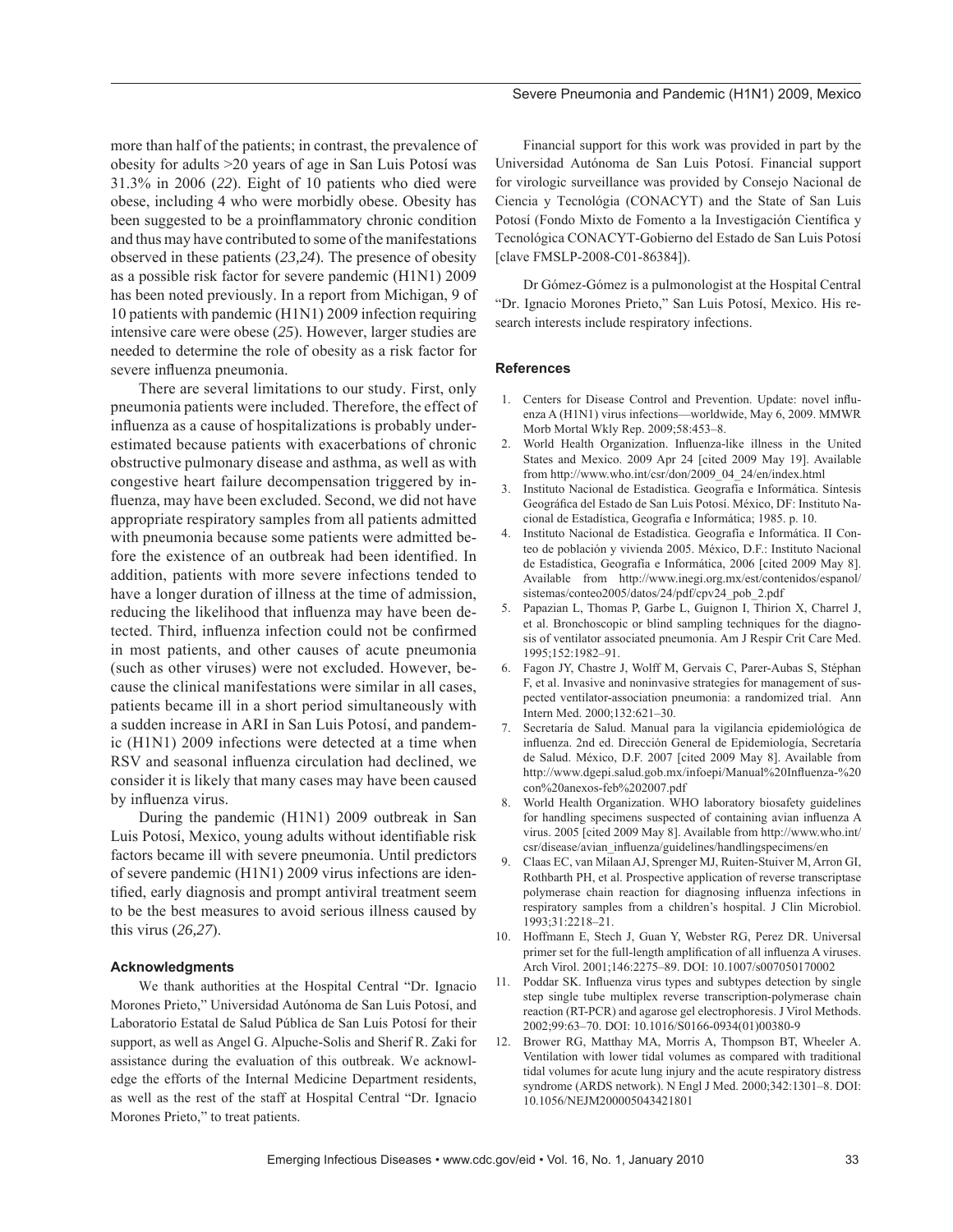more than half of the patients; in contrast, the prevalence of obesity for adults >20 years of age in San Luis Potosí was 31.3% in 2006 (*22*). Eight of 10 patients who died were obese, including 4 who were morbidly obese. Obesity has been suggested to be a proinflammatory chronic condition and thus may have contributed to some of the manifestations observed in these patients (*23,24*). The presence of obesity as a possible risk factor for severe pandemic (H1N1) 2009 has been noted previously. In a report from Michigan, 9 of 10 patients with pandemic (H1N1) 2009 infection requiring intensive care were obese (*25*). However, larger studies are needed to determine the role of obesity as a risk factor for severe influenza pneumonia.

There are several limitations to our study. First, only pneumonia patients were included. Therefore, the effect of influenza as a cause of hospitalizations is probably underestimated because patients with exacerbations of chronic obstructive pulmonary disease and asthma, as well as with congestive heart failure decompensation triggered by influenza, may have been excluded. Second, we did not have appropriate respiratory samples from all patients admitted with pneumonia because some patients were admitted before the existence of an outbreak had been identified. In addition, patients with more severe infections tended to have a longer duration of illness at the time of admission, reducing the likelihood that influenza may have been detected. Third, influenza infection could not be confirmed in most patients, and other causes of acute pneumonia (such as other viruses) were not excluded. However, because the clinical manifestations were similar in all cases, patients became ill in a short period simultaneously with a sudden increase in ARI in San Luis Potosí, and pandemic (H1N1) 2009 infections were detected at a time when RSV and seasonal influenza circulation had declined, we consider it is likely that many cases may have been caused by influenza virus.

During the pandemic (H1N1) 2009 outbreak in San Luis Potosí, Mexico, young adults without identifiable risk factors became ill with severe pneumonia. Until predictors of severe pandemic (H1N1) 2009 virus infections are identified, early diagnosis and prompt antiviral treatment seem to be the best measures to avoid serious illness caused by this virus (*26,27*).

#### Acknowledgments

We thank authorities at the Hospital Central "Dr. Ignacio Morones Prieto," Universidad Autónoma de San Luis Potosí, and Laboratorio Estatal de Salud Pública de San Luis Potosí for their support, as well as Angel G. Alpuche-Solis and Sherif R. Zaki for assistance during the evaluation of this outbreak. We acknowledge the efforts of the Internal Medicine Department residents, as well as the rest of the staff at Hospital Central "Dr. Ignacio Morones Prieto," to treat patients.

Financial support for this work was provided in part by the Universidad Autónoma de San Luis Potosí. Financial support for virologic surveillance was provided by Consejo Nacional de Ciencia y Tecnológia (CONACYT) and the State of San Luis Potosí (Fondo Mixto de Fomento a la Investigación Científica y Tecnológica CONACYT-Gobierno del Estado de San Luis Potosí [clave FMSLP-2008-C01-86384]).

Dr Gómez-Gómez is a pulmonologist at the Hospital Central "Dr. Ignacio Morones Prieto," San Luis Potosí, Mexico. His research interests include respiratory infections.

#### References

1. Centers for Disease Control and Prevention. Update: novel influenza A (H1N1) virus infections—worldwide, May 6, 2009. MMWR Morb Mortal Wkly Rep. 2009;58:453–8.
2. World Health Organization. Influenza-like illness in the United States and Mexico. 2009 Apr 24 [cited 2009 May 19]. Available from http://www.who.int/csr/don/2009_04_24/en/index.html
3. Instituto Nacional de Estadística. Geografía e Informática. Síntesis Geográfica del Estado de San Luis Potosí. México, DF: Instituto Nacional de Estadística, Geografía e Informática; 1985. p. 10.
4. Instituto Nacional de Estadística. Geografía e Informática. II Conteo de población y vivienda 2005. México, D.F.: Instituto Nacional de Estadística, Geografía e Informática, 2006 [cited 2009 May 8]. Available from http://www.inegi.org.mx/est/contenidos/espanol/sistemas/conteo2005/datos/24/pdf/cpv24_pob_2.pdf
5. Papazian L, Thomas P, Garbe L, Guignon I, Thirion X, Charrel J, et al. Bronchoscopic or blind sampling techniques for the diagnosis of ventilator associated pneumonia. Am J Respir Crit Care Med. 1995;152:1982–91.
6. Fagon JY, Chastre J, Wolff M, Gervais C, Parer-Aubas S, Stéphan F, et al. Invasive and noninvasive strategies for management of suspected ventilator-association pneumonia: a randomized trial. Ann Intern Med. 2000;132:621–30.
7. Secretaría de Salud. Manual para la vigilancia epidemiológica de influenza. 2nd ed. Dirección General de Epidemiología, Secretaría de Salud. México, D.F. 2007 [cited 2009 May 8]. Available from http://www.dgepi.salud.gob.mx/infoepi/Manual%20Influenza-%20con%20anexos-feb%202007.pdf
8. World Health Organization. WHO laboratory biosafety guidelines for handling specimens suspected of containing avian influenza A virus. 2005 [cited 2009 May 8]. Available from http://www.who.int/csr/disease/avian_influenza/guidelines/handlingspecimens/en
9. Claas EC, van Milaan AJ, Sprenger MJ, Ruiten-Stuiver M, Arron GI, Rothbarth PH, et al. Prospective application of reverse transcriptase polymerase chain reaction for diagnosing influenza infections in respiratory samples from a children's hospital. J Clin Microbiol. 1993;31:2218–21.
10. Hoffmann E, Stech J, Guan Y, Webster RG, Perez DR. Universal primer set for the full-length amplification of all influenza A viruses. Arch Virol. 2001;146:2275–89. DOI: 10.1007/s007050170002
11. Poddar SK. Influenza virus types and subtypes detection by single step single tube multiplex reverse transcription-polymerase chain reaction (RT-PCR) and agarose gel electrophoresis. J Virol Methods. 2002;99:63–70. DOI: 10.1016/S0166-0934(01)00380-9
12. Brower RG, Matthay MA, Morris A, Thompson BT, Wheeler A. Ventilation with lower tidal volumes as compared with traditional tidal volumes for acute lung injury and the acute respiratory distress syndrome (ARDS network). N Engl J Med. 2000;342:1301–8. DOI: 10.1056/NEJM200005043421801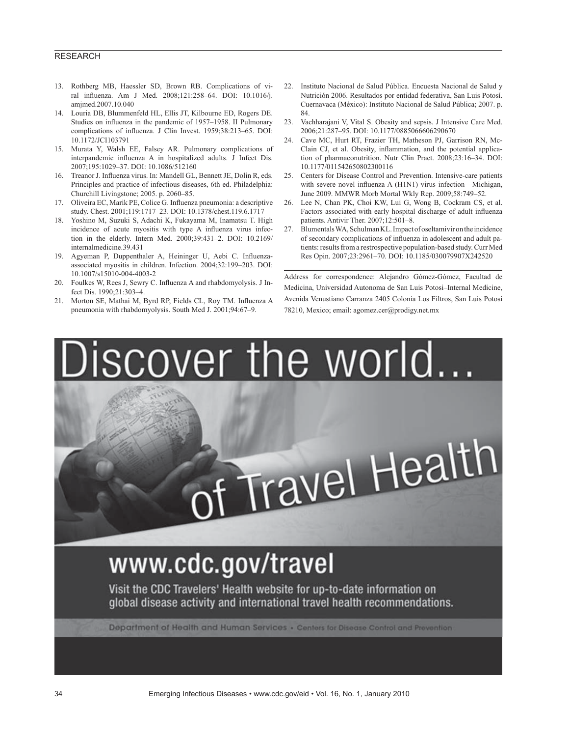13. Rothberg MB, Haessler SD, Brown RB. Complications of viral influenza. Am J Med. 2008;121:258–64. DOI: 10.1016/j.amjmed.2007.10.040
14. Louria DB, Blummenfeld HL, Ellis JT, Kilbourne ED, Rogers DE. Studies on influenza in the pandemic of 1957–1958. II Pulmonary complications of influenza. J Clin Invest. 1959;38:213–65. DOI: 10.1172/JCI103791
15. Murata Y, Walsh EE, Falsey AR. Pulmonary complications of interpandemic influenza A in hospitalized adults. J Infect Dis. 2007;195:1029–37. DOI: 10.1086/512160
16. Treanor J. Influenza virus. In: Mandell GL, Bennett JE, Dolin R, eds. Principles and practice of infectious diseases, 6th ed. Philadelphia: Churchill Livingstone; 2005. p. 2060–85.
17. Oliveira EC, Marik PE, Colice G. Influenza pneumonia: a descriptive study. Chest. 2001;119:1717–23. DOI: 10.1378/chest.119.6.1717
18. Yoshino M, Suzuki S, Adachi K, Fukayama M, Inamatsu T. High incidence of acute myositis with type A influenza virus infection in the elderly. Intern Med. 2000;39:431–2. DOI: 10.2169/internalmedicine.39.431
19. Agyeman P, Duppenthaler A, Heininger U, Aebi C. Influenza-associated myositis in children. Infection. 2004;32:199–203. DOI: 10.1007/s15010-004-4003-2
20. Foulkes W, Rees J, Sewry C. Influenza A and rhabdomyolysis. J Infect Dis. 1990;21:303–4.
21. Morton SE, Mathai M, Byrd RP, Fields CL, Roy TM. Influenza A pneumonia with rhabdomyolysis. South Med J. 2001;94:67–9.
22. Instituto Nacional de Salud Pública. Encuesta Nacional de Salud y Nutrición 2006. Resultados por entidad federativa, San Luis Potosí. Cuernavaca (México): Instituto Nacional de Salud Pública; 2007. p. 84.
23. Vachharajani V, Vital S. Obesity and sepsis. J Intensive Care Med. 2006;21:287–95. DOI: 10.1177/0885066606290670
24. Cave MC, Hurt RT, Frazier TH, Matheson PJ, Garrison RN, McClain CJ, et al. Obesity, inflammation, and the potential application of pharmaconutrition. Nutr Clin Pract. 2008;23:16–34. DOI: 10.1177/011542650802300116
25. Centers for Disease Control and Prevention. Intensive-care patients with severe novel influenza A (H1N1) virus infection—Michigan, June 2009. MMWR Morb Mortal Wkly Rep. 2009;58:749–52.
26. Lee N, Chan PK, Choi KW, Lui G, Wong B, Cockram CS, et al. Factors associated with early hospital discharge of adult influenza patients. Antivir Ther. 2007;12:501–8.
27. Blumentals WA, Schulman KL. Impact of oseltamivir on the incidence of secondary complications of influenza in adolescent and adult patients: results from a restrospective population-based study. Curr Med Res Opin. 2007;23:2961–70. DOI: 10.1185/030079907X242520

Address for correspondence: Alejandro Gómez-Gómez, Facultad de Medicina, Universidad Autonoma de San Luis Potosi–Internal Medicine, Avenida Venustiano Carranza 2405 Colonia Los Filtros, San Luis Potosi 78210, Mexico; email: agomez.cer@prodigy.net.mx

Discover the world... of Travel Health

www.cdc.gov/travel

Visit the CDC Travelers' Health website for up-to-date information on global disease activity and international travel health recommendations.

Department of Health and Human Services • Centers for Disease Control and Prevention